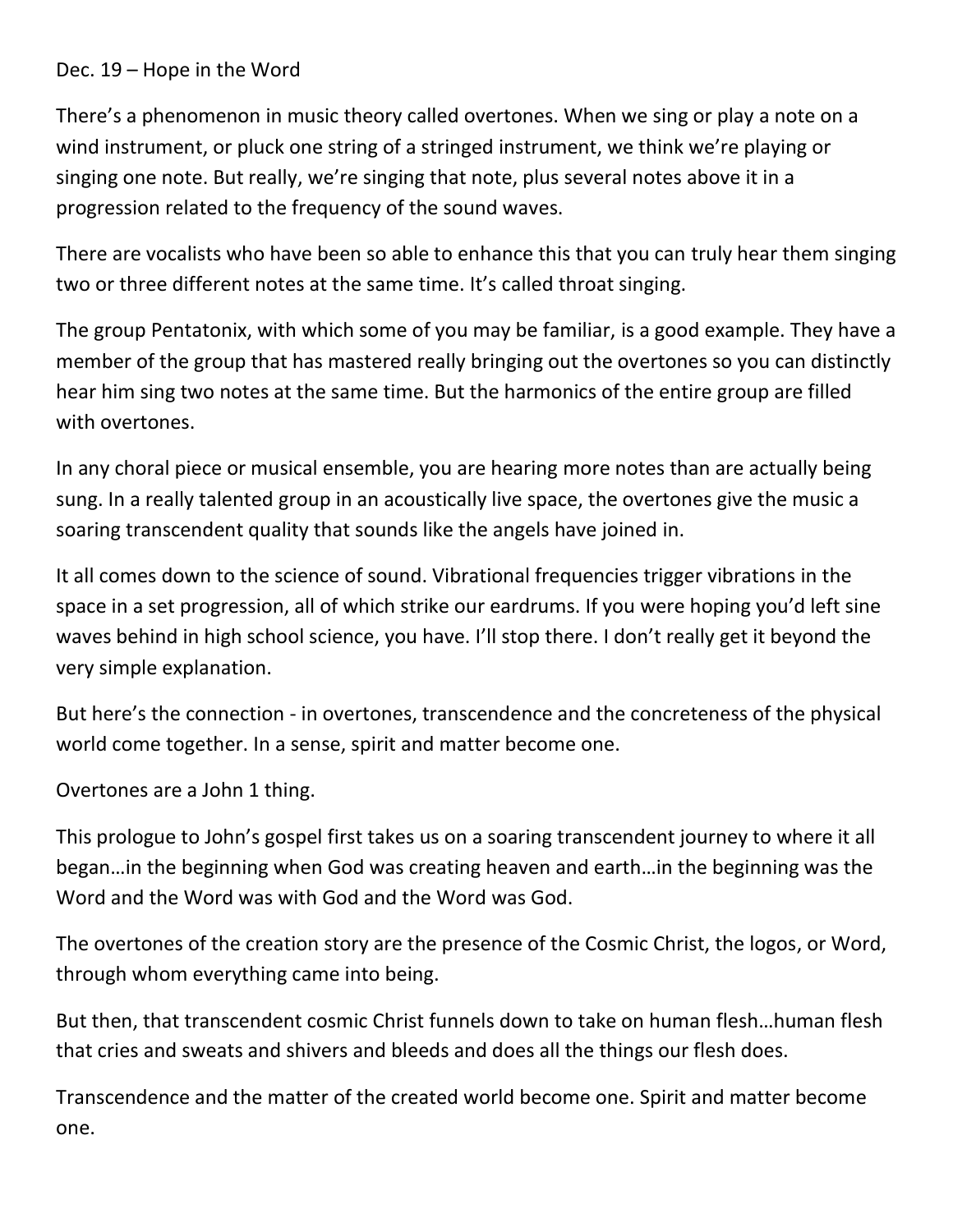Dec. 19 – Hope in the Word

There's a phenomenon in music theory called overtones. When we sing or play a note on a wind instrument, or pluck one string of a stringed instrument, we think we're playing or singing one note. But really, we're singing that note, plus several notes above it in a progression related to the frequency of the sound waves.

There are vocalists who have been so able to enhance this that you can truly hear them singing two or three different notes at the same time. It's called throat singing.

The group Pentatonix, with which some of you may be familiar, is a good example. They have a member of the group that has mastered really bringing out the overtones so you can distinctly hear him sing two notes at the same time. But the harmonics of the entire group are filled with overtones.

In any choral piece or musical ensemble, you are hearing more notes than are actually being sung. In a really talented group in an acoustically live space, the overtones give the music a soaring transcendent quality that sounds like the angels have joined in.

It all comes down to the science of sound. Vibrational frequencies trigger vibrations in the space in a set progression, all of which strike our eardrums. If you were hoping you'd left sine waves behind in high school science, you have. I'll stop there. I don't really get it beyond the very simple explanation.

But here's the connection - in overtones, transcendence and the concreteness of the physical world come together. In a sense, spirit and matter become one.

Overtones are a John 1 thing.

This prologue to John's gospel first takes us on a soaring transcendent journey to where it all began…in the beginning when God was creating heaven and earth…in the beginning was the Word and the Word was with God and the Word was God.

The overtones of the creation story are the presence of the Cosmic Christ, the logos, or Word, through whom everything came into being.

But then, that transcendent cosmic Christ funnels down to take on human flesh…human flesh that cries and sweats and shivers and bleeds and does all the things our flesh does.

Transcendence and the matter of the created world become one. Spirit and matter become one.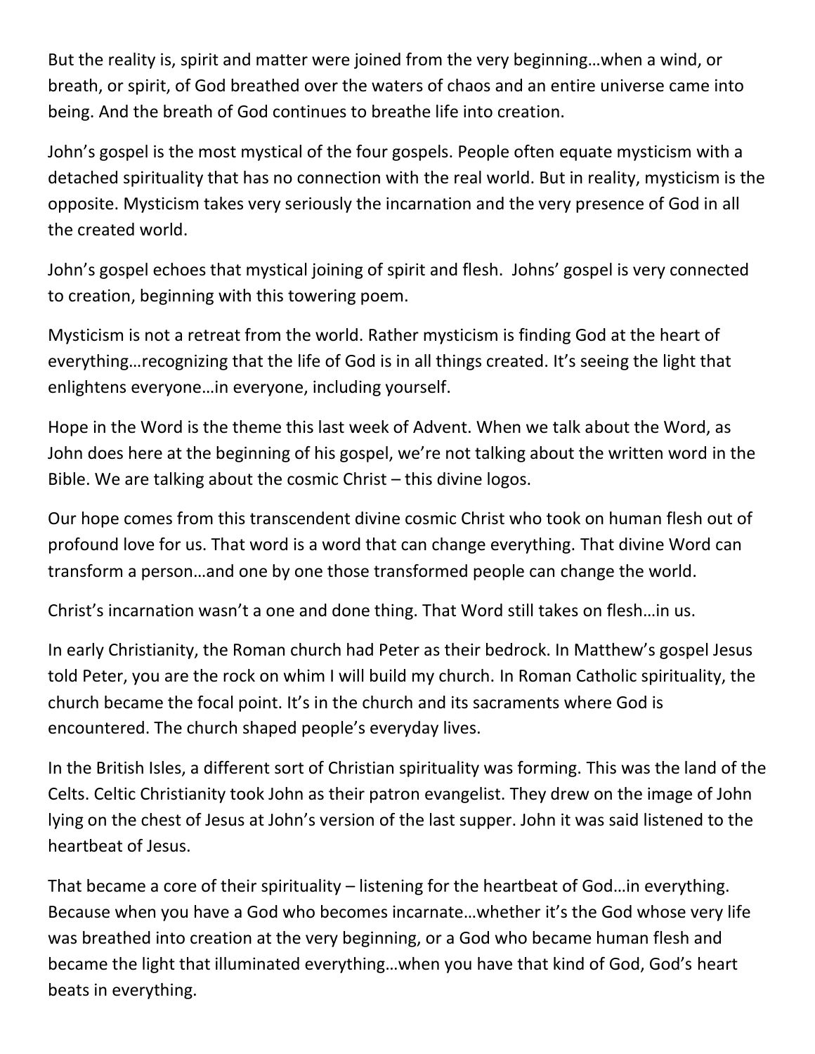But the reality is, spirit and matter were joined from the very beginning…when a wind, or breath, or spirit, of God breathed over the waters of chaos and an entire universe came into being. And the breath of God continues to breathe life into creation.

John's gospel is the most mystical of the four gospels. People often equate mysticism with a detached spirituality that has no connection with the real world. But in reality, mysticism is the opposite. Mysticism takes very seriously the incarnation and the very presence of God in all the created world.

John's gospel echoes that mystical joining of spirit and flesh.  Johns' gospel is very connected to creation, beginning with this towering poem.

Mysticism is not a retreat from the world. Rather mysticism is finding God at the heart of everything…recognizing that the life of God is in all things created. It's seeing the light that enlightens everyone…in everyone, including yourself.

Hope in the Word is the theme this last week of Advent. When we talk about the Word, as John does here at the beginning of his gospel, we're not talking about the written word in the Bible. We are talking about the cosmic Christ – this divine logos.

Our hope comes from this transcendent divine cosmic Christ who took on human flesh out of profound love for us. That word is a word that can change everything. That divine Word can transform a person…and one by one those transformed people can change the world.

Christ's incarnation wasn't a one and done thing. That Word still takes on flesh…in us.

In early Christianity, the Roman church had Peter as their bedrock. In Matthew's gospel Jesus told Peter, you are the rock on whim I will build my church. In Roman Catholic spirituality, the church became the focal point. It's in the church and its sacraments where God is encountered. The church shaped people's everyday lives.

In the British Isles, a different sort of Christian spirituality was forming. This was the land of the Celts. Celtic Christianity took John as their patron evangelist. They drew on the image of John lying on the chest of Jesus at John's version of the last supper. John it was said listened to the heartbeat of Jesus.

That became a core of their spirituality – listening for the heartbeat of God…in everything. Because when you have a God who becomes incarnate…whether it's the God whose very life was breathed into creation at the very beginning, or a God who became human flesh and became the light that illuminated everything…when you have that kind of God, God's heart beats in everything.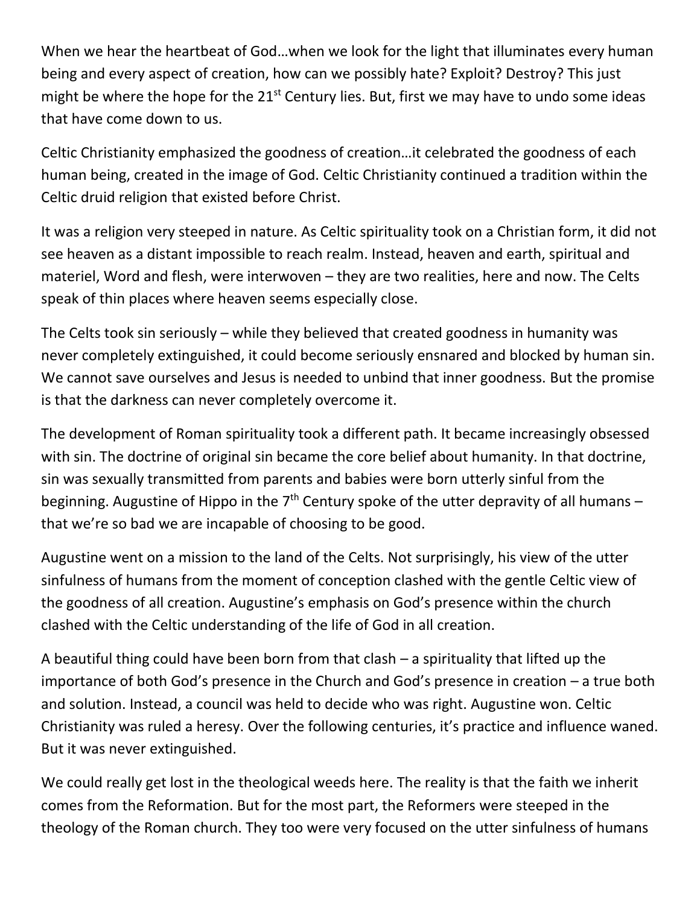When we hear the heartbeat of God…when we look for the light that illuminates every human being and every aspect of creation, how can we possibly hate? Exploit? Destroy? This just might be where the hope for the 21st Century lies. But, first we may have to undo some ideas that have come down to us.

Celtic Christianity emphasized the goodness of creation…it celebrated the goodness of each human being, created in the image of God. Celtic Christianity continued a tradition within the Celtic druid religion that existed before Christ.

It was a religion very steeped in nature. As Celtic spirituality took on a Christian form, it did not see heaven as a distant impossible to reach realm. Instead, heaven and earth, spiritual and materiel, Word and flesh, were interwoven – they are two realities, here and now. The Celts speak of thin places where heaven seems especially close.

The Celts took sin seriously – while they believed that created goodness in humanity was never completely extinguished, it could become seriously ensnared and blocked by human sin. We cannot save ourselves and Jesus is needed to unbind that inner goodness. But the promise is that the darkness can never completely overcome it.

The development of Roman spirituality took a different path. It became increasingly obsessed with sin. The doctrine of original sin became the core belief about humanity. In that doctrine, sin was sexually transmitted from parents and babies were born utterly sinful from the beginning. Augustine of Hippo in the 7th Century spoke of the utter depravity of all humans – that we're so bad we are incapable of choosing to be good.

Augustine went on a mission to the land of the Celts. Not surprisingly, his view of the utter sinfulness of humans from the moment of conception clashed with the gentle Celtic view of the goodness of all creation. Augustine's emphasis on God's presence within the church clashed with the Celtic understanding of the life of God in all creation.

A beautiful thing could have been born from that clash – a spirituality that lifted up the importance of both God's presence in the Church and God's presence in creation – a true both and solution. Instead, a council was held to decide who was right. Augustine won. Celtic Christianity was ruled a heresy. Over the following centuries, it's practice and influence waned. But it was never extinguished.

We could really get lost in the theological weeds here. The reality is that the faith we inherit comes from the Reformation. But for the most part, the Reformers were steeped in the theology of the Roman church. They too were very focused on the utter sinfulness of humans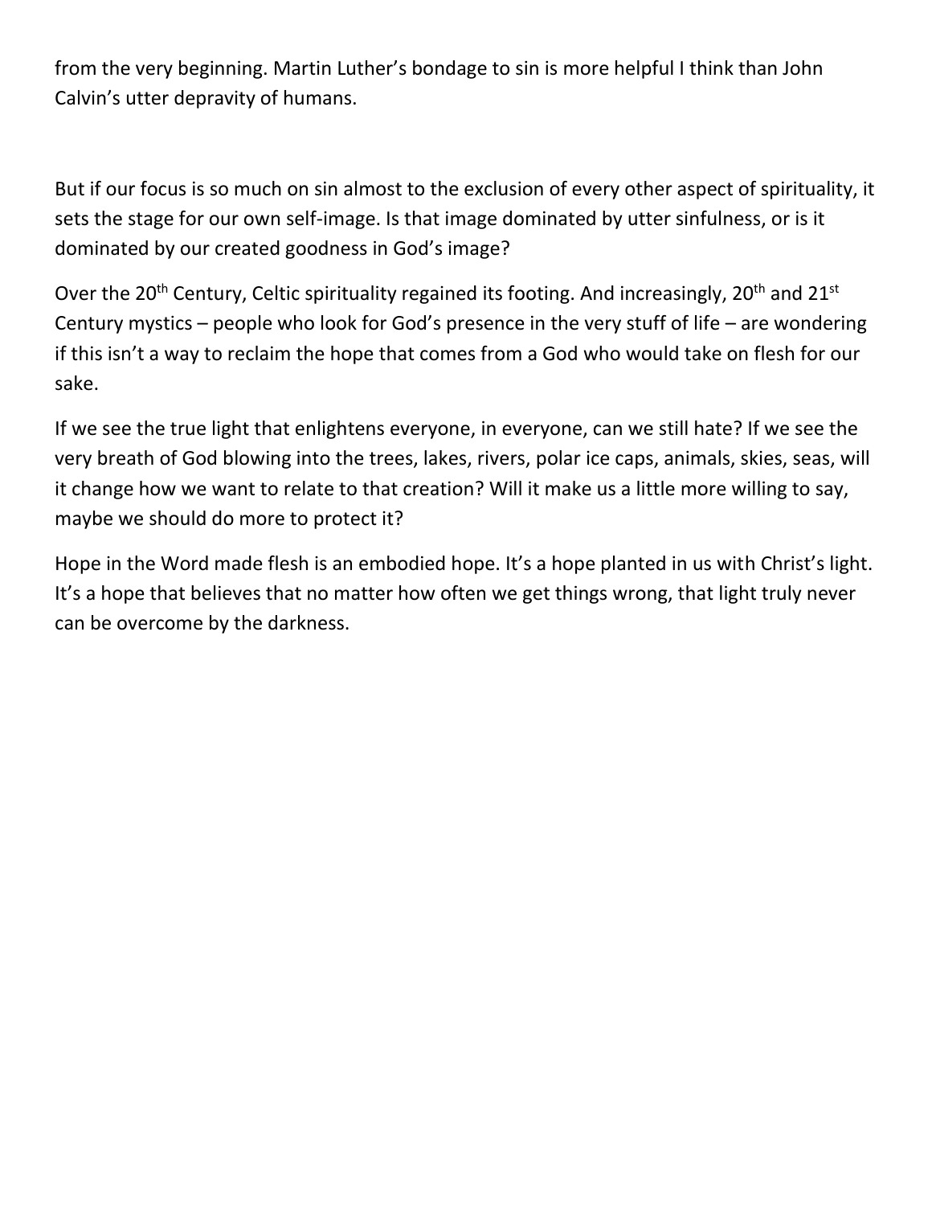from the very beginning. Martin Luther's bondage to sin is more helpful I think than John Calvin's utter depravity of humans.

But if our focus is so much on sin almost to the exclusion of every other aspect of spirituality, it sets the stage for our own self-image. Is that image dominated by utter sinfulness, or is it dominated by our created goodness in God's image?

Over the 20th Century, Celtic spirituality regained its footing. And increasingly, 20th and 21st Century mystics – people who look for God's presence in the very stuff of life – are wondering if this isn't a way to reclaim the hope that comes from a God who would take on flesh for our sake.

If we see the true light that enlightens everyone, in everyone, can we still hate? If we see the very breath of God blowing into the trees, lakes, rivers, polar ice caps, animals, skies, seas, will it change how we want to relate to that creation? Will it make us a little more willing to say, maybe we should do more to protect it?

Hope in the Word made flesh is an embodied hope. It's a hope planted in us with Christ's light. It's a hope that believes that no matter how often we get things wrong, that light truly never can be overcome by the darkness.